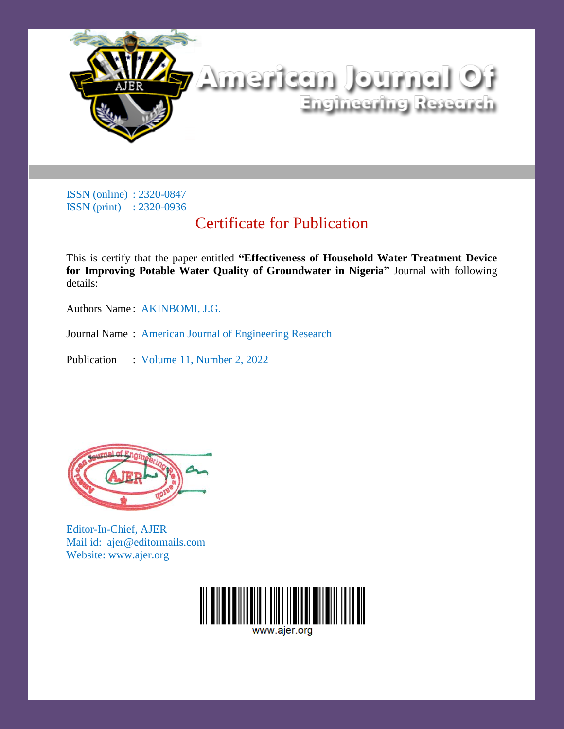# American Journal Of Engineering Research

ISSN (online) : 2320-0847
ISSN (print) : 2320-0936

## Certificate for Publication

This is certify that the paper entitled **"Effectiveness of Household Water Treatment Device for Improving Potable Water Quality of Groundwater in Nigeria"** Journal with following details:

Authors Name : AKINBOMI, J.G.

Journal Name : American Journal of Engineering Research

Publication : Volume 11, Number 2, 2022

Editor-In-Chief, AJER
Mail id: ajer@editormails.com
Website: www.ajer.org

www.ajer.org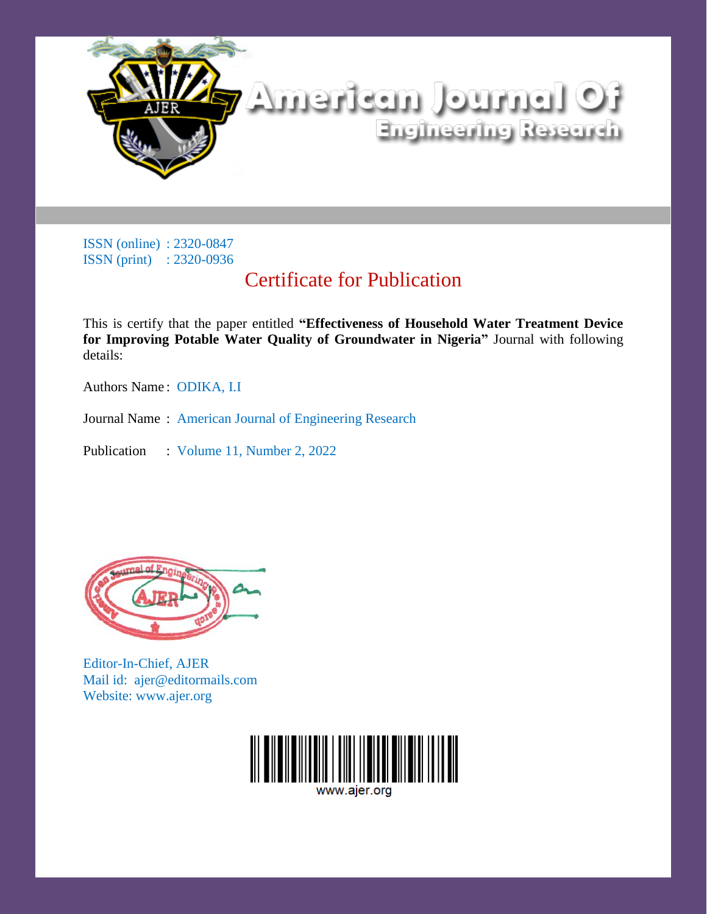# American Journal Of Engineering Research

ISSN (online) : 2320-0847
ISSN (print) : 2320-0936

## Certificate for Publication

This is certify that the paper entitled **"Effectiveness of Household Water Treatment Device for Improving Potable Water Quality of Groundwater in Nigeria"** Journal with following details:

Authors Name : ODIKA, I.I

Journal Name : American Journal of Engineering Research

Publication : Volume 11, Number 2, 2022

Editor-In-Chief, AJER
Mail id: ajer@editormails.com
Website: www.ajer.org

www.ajer.org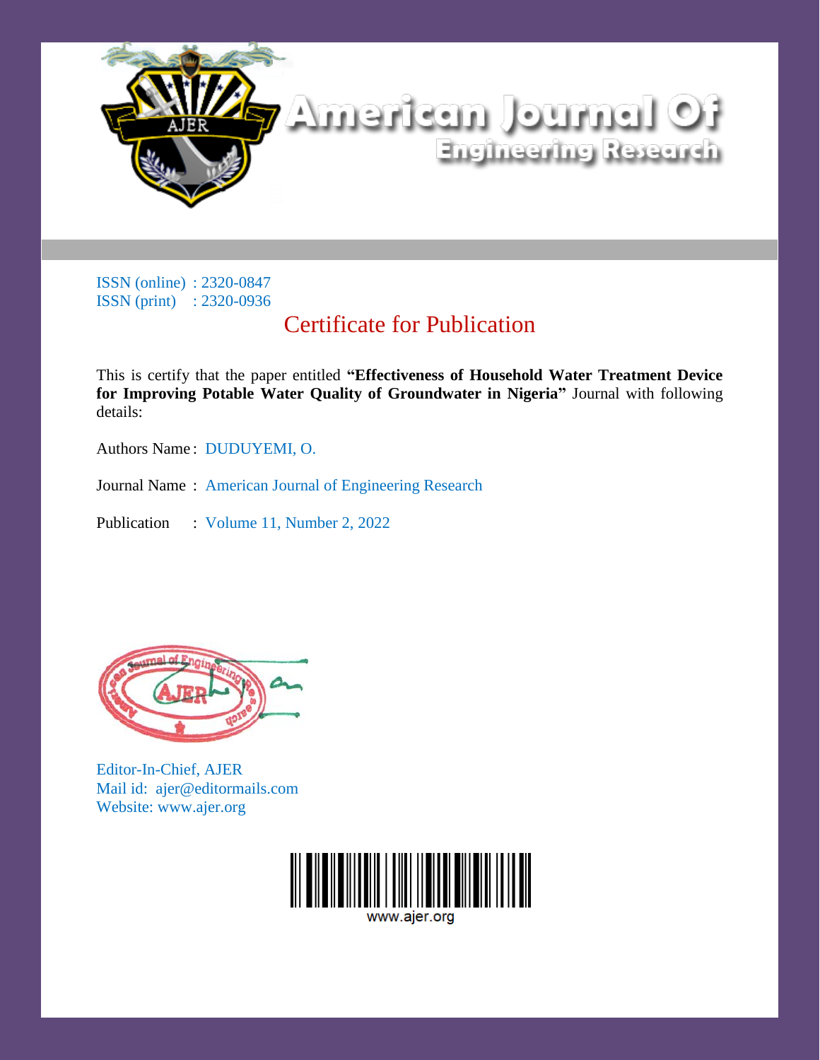# American Journal Of Engineering Research

ISSN (online) : 2320-0847
ISSN (print) : 2320-0936

## Certificate for Publication

This is certify that the paper entitled **"Effectiveness of Household Water Treatment Device for Improving Potable Water Quality of Groundwater in Nigeria"** Journal with following details:

Authors Name : DUDUYEMI, O.

Journal Name : American Journal of Engineering Research

Publication : Volume 11, Number 2, 2022

Editor-In-Chief, AJER
Mail id: ajer@editormails.com
Website: www.ajer.org

www.ajer.org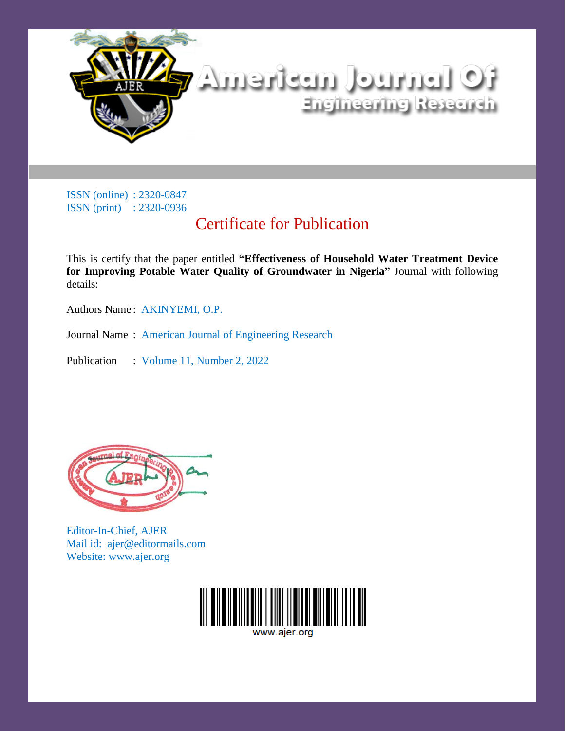# American Journal Of Engineering Research

ISSN (online) : 2320-0847
ISSN (print) : 2320-0936

## Certificate for Publication

This is certify that the paper entitled **"Effectiveness of Household Water Treatment Device for Improving Potable Water Quality of Groundwater in Nigeria"** Journal with following details:

Authors Name : AKINYEMI, O.P.

Journal Name : American Journal of Engineering Research

Publication : Volume 11, Number 2, 2022

Editor-In-Chief, AJER
Mail id: ajer@editormails.com
Website: www.ajer.org

www.ajer.org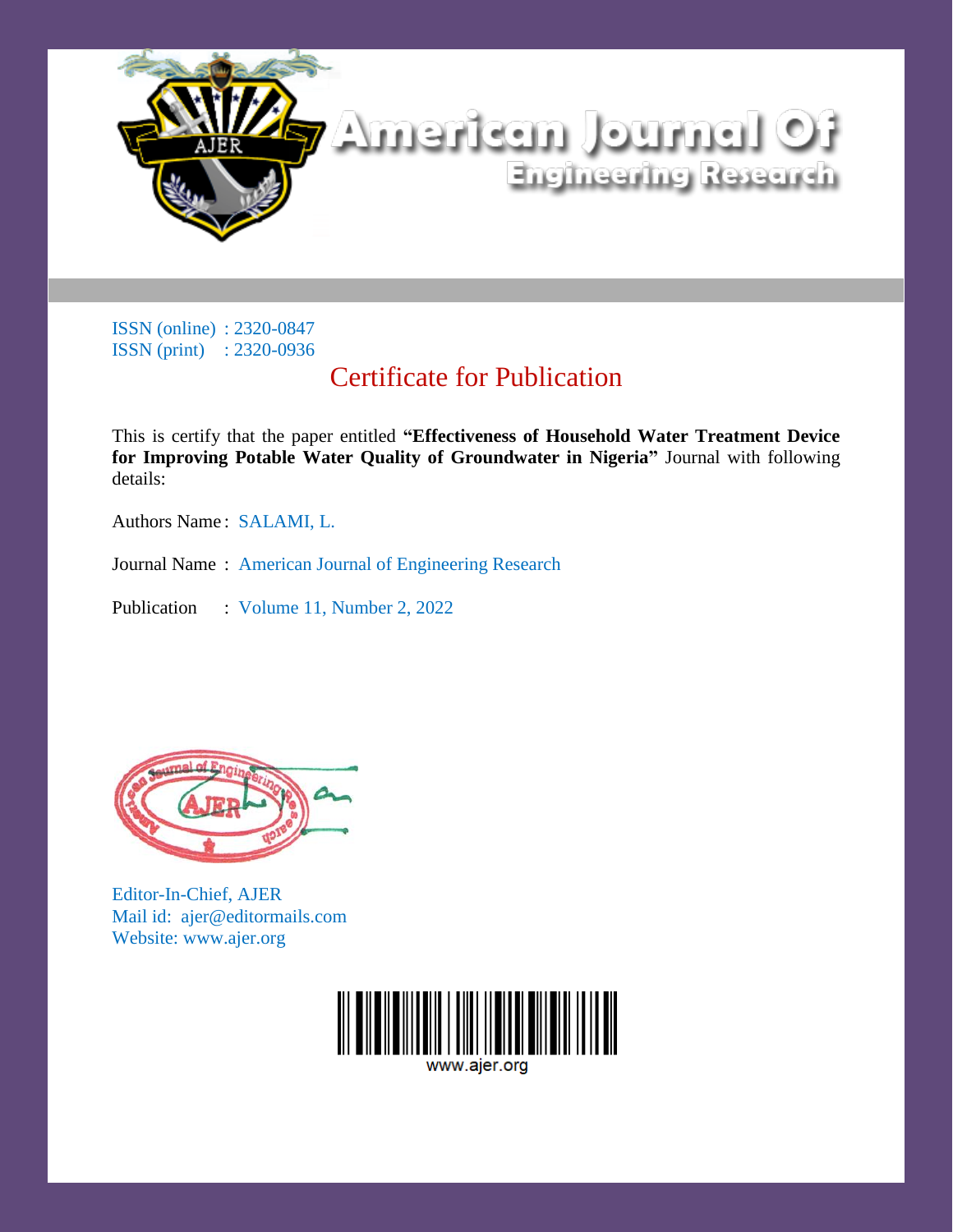# American Journal Of Engineering Research

ISSN (online) : 2320-0847
ISSN (print) : 2320-0936

## Certificate for Publication

This is certify that the paper entitled **"Effectiveness of Household Water Treatment Device for Improving Potable Water Quality of Groundwater in Nigeria"** Journal with following details:

Authors Name : SALAMI, L.

Journal Name : American Journal of Engineering Research

Publication : Volume 11, Number 2, 2022

Editor-In-Chief, AJER
Mail id: ajer@editormails.com
Website: www.ajer.org

www.ajer.org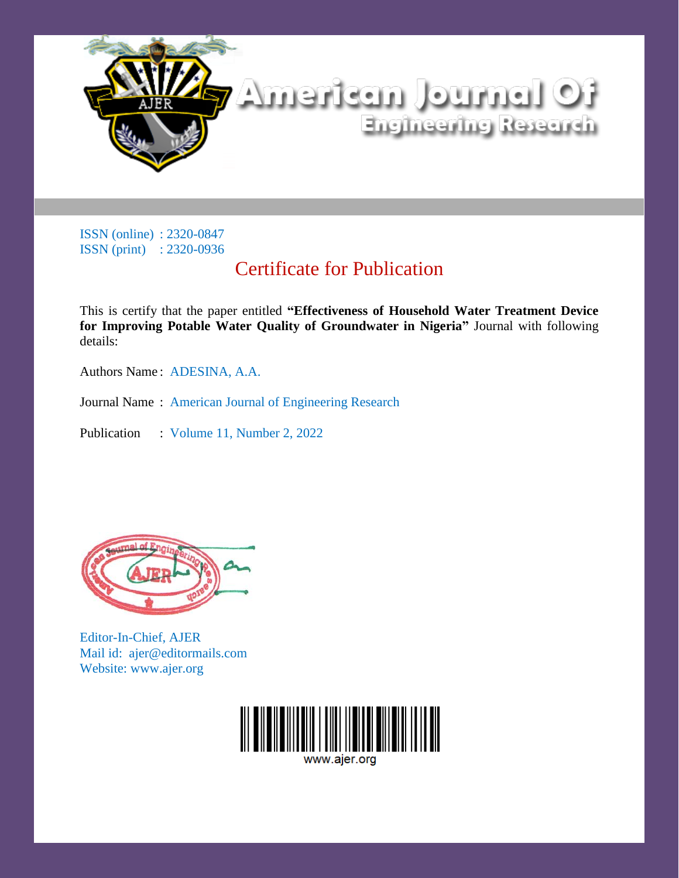# American Journal Of Engineering Research

ISSN (online) : 2320-0847
ISSN (print) : 2320-0936

## Certificate for Publication

This is certify that the paper entitled **"Effectiveness of Household Water Treatment Device for Improving Potable Water Quality of Groundwater in Nigeria"** Journal with following details:

Authors Name : ADESINA, A.A.

Journal Name : American Journal of Engineering Research

Publication : Volume 11, Number 2, 2022

Editor-In-Chief, AJER
Mail id: ajer@editormails.com
Website: www.ajer.org

www.ajer.org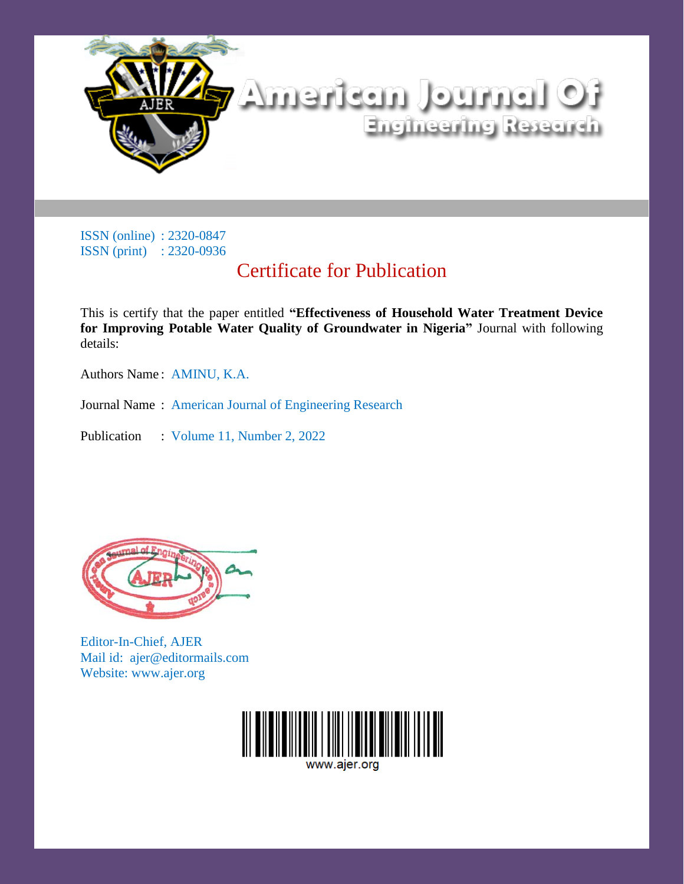# American Journal Of Engineering Research

ISSN (online) : 2320-0847
ISSN (print) : 2320-0936

## Certificate for Publication

This is certify that the paper entitled **"Effectiveness of Household Water Treatment Device for Improving Potable Water Quality of Groundwater in Nigeria"** Journal with following details:

Authors Name : AMINU, K.A.

Journal Name : American Journal of Engineering Research

Publication : Volume 11, Number 2, 2022

Editor-In-Chief, AJER
Mail id: ajer@editormails.com
Website: www.ajer.org

www.ajer.org